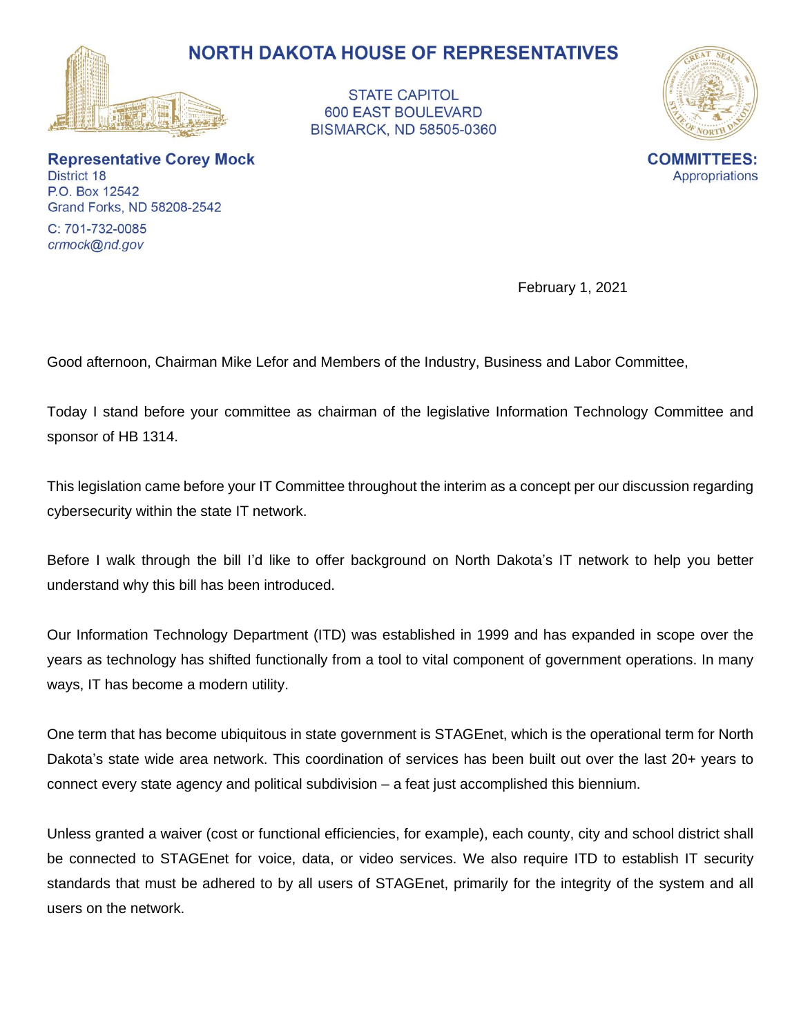# NORTH DAKOTA HOUSE OF REPRESENTATIVES

STATE CAPITOL
600 EAST BOULEVARD
BISMARCK, ND 58505-0360

**Representative Corey Mock**
District 18
P.O. Box 12542
Grand Forks, ND 58208-2542

C: 701-732-0085
*crmock@nd.gov*

**COMMITTEES:**
Appropriations

February 1, 2021

Good afternoon, Chairman Mike Lefor and Members of the Industry, Business and Labor Committee,

Today I stand before your committee as chairman of the legislative Information Technology Committee and sponsor of HB 1314.

This legislation came before your IT Committee throughout the interim as a concept per our discussion regarding cybersecurity within the state IT network.

Before I walk through the bill I'd like to offer background on North Dakota's IT network to help you better understand why this bill has been introduced.

Our Information Technology Department (ITD) was established in 1999 and has expanded in scope over the years as technology has shifted functionally from a tool to vital component of government operations. In many ways, IT has become a modern utility.

One term that has become ubiquitous in state government is STAGEnet, which is the operational term for North Dakota's state wide area network. This coordination of services has been built out over the last 20+ years to connect every state agency and political subdivision – a feat just accomplished this biennium.

Unless granted a waiver (cost or functional efficiencies, for example), each county, city and school district shall be connected to STAGEnet for voice, data, or video services. We also require ITD to establish IT security standards that must be adhered to by all users of STAGEnet, primarily for the integrity of the system and all users on the network.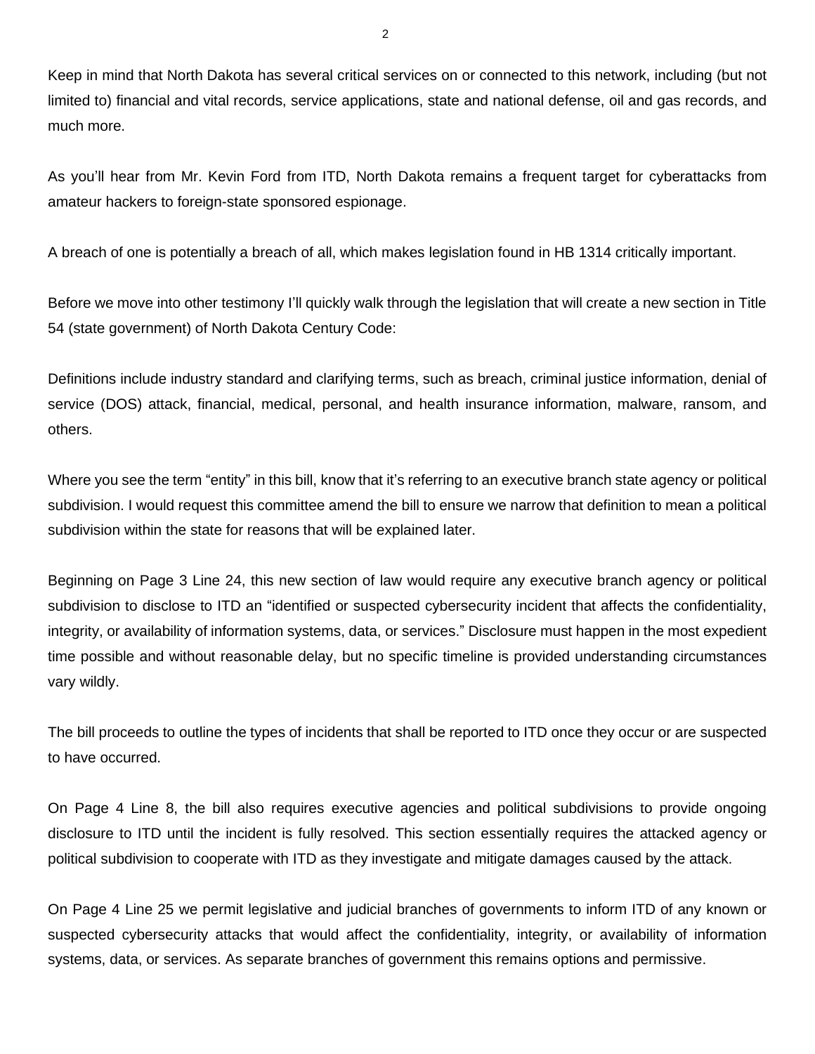Keep in mind that North Dakota has several critical services on or connected to this network, including (but not limited to) financial and vital records, service applications, state and national defense, oil and gas records, and much more.

As you'll hear from Mr. Kevin Ford from ITD, North Dakota remains a frequent target for cyberattacks from amateur hackers to foreign-state sponsored espionage.

A breach of one is potentially a breach of all, which makes legislation found in HB 1314 critically important.

Before we move into other testimony I'll quickly walk through the legislation that will create a new section in Title 54 (state government) of North Dakota Century Code:

Definitions include industry standard and clarifying terms, such as breach, criminal justice information, denial of service (DOS) attack, financial, medical, personal, and health insurance information, malware, ransom, and others.

Where you see the term "entity" in this bill, know that it's referring to an executive branch state agency or political subdivision. I would request this committee amend the bill to ensure we narrow that definition to mean a political subdivision within the state for reasons that will be explained later.

Beginning on Page 3 Line 24, this new section of law would require any executive branch agency or political subdivision to disclose to ITD an "identified or suspected cybersecurity incident that affects the confidentiality, integrity, or availability of information systems, data, or services." Disclosure must happen in the most expedient time possible and without reasonable delay, but no specific timeline is provided understanding circumstances vary wildly.

The bill proceeds to outline the types of incidents that shall be reported to ITD once they occur or are suspected to have occurred.

On Page 4 Line 8, the bill also requires executive agencies and political subdivisions to provide ongoing disclosure to ITD until the incident is fully resolved. This section essentially requires the attacked agency or political subdivision to cooperate with ITD as they investigate and mitigate damages caused by the attack.

On Page 4 Line 25 we permit legislative and judicial branches of governments to inform ITD of any known or suspected cybersecurity attacks that would affect the confidentiality, integrity, or availability of information systems, data, or services. As separate branches of government this remains options and permissive.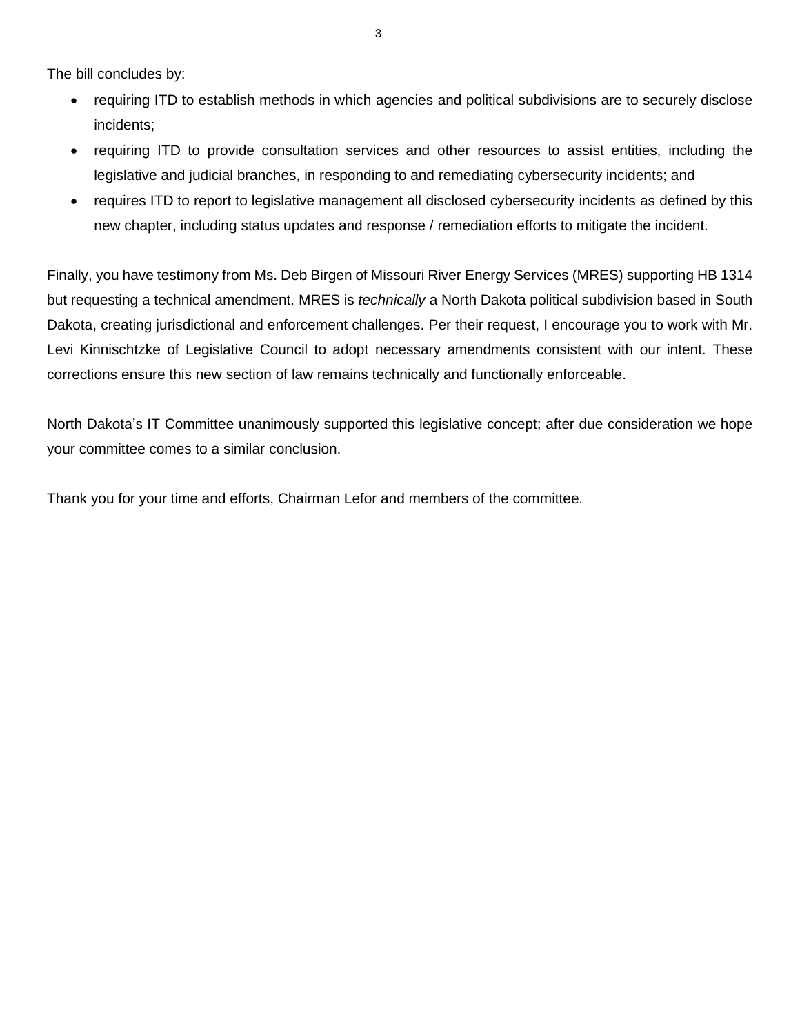The bill concludes by:

- requiring ITD to establish methods in which agencies and political subdivisions are to securely disclose incidents;
- requiring ITD to provide consultation services and other resources to assist entities, including the legislative and judicial branches, in responding to and remediating cybersecurity incidents; and
- requires ITD to report to legislative management all disclosed cybersecurity incidents as defined by this new chapter, including status updates and response / remediation efforts to mitigate the incident.

Finally, you have testimony from Ms. Deb Birgen of Missouri River Energy Services (MRES) supporting HB 1314 but requesting a technical amendment. MRES is *technically* a North Dakota political subdivision based in South Dakota, creating jurisdictional and enforcement challenges. Per their request, I encourage you to work with Mr. Levi Kinnischtzke of Legislative Council to adopt necessary amendments consistent with our intent. These corrections ensure this new section of law remains technically and functionally enforceable.

North Dakota's IT Committee unanimously supported this legislative concept; after due consideration we hope your committee comes to a similar conclusion.

Thank you for your time and efforts, Chairman Lefor and members of the committee.